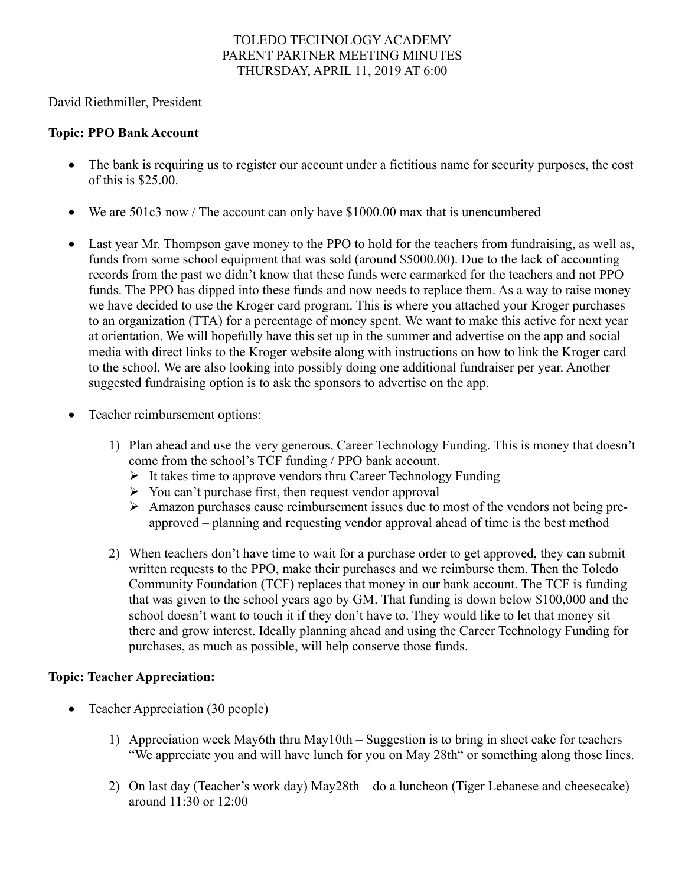TOLEDO TECHNOLOGY ACADEMY
PARENT PARTNER MEETING MINUTES
THURSDAY, APRIL 11, 2019 AT 6:00

David Riethmiller, President

**Topic: PPO Bank Account**

- The bank is requiring us to register our account under a fictitious name for security purposes, the cost of this is $25.00.

- We are 501c3 now / The account can only have $1000.00 max that is unencumbered

- Last year Mr. Thompson gave money to the PPO to hold for the teachers from fundraising, as well as, funds from some school equipment that was sold (around $5000.00). Due to the lack of accounting records from the past we didn't know that these funds were earmarked for the teachers and not PPO funds. The PPO has dipped into these funds and now needs to replace them. As a way to raise money we have decided to use the Kroger card program. This is where you attached your Kroger purchases to an organization (TTA) for a percentage of money spent. We want to make this active for next year at orientation. We will hopefully have this set up in the summer and advertise on the app and social media with direct links to the Kroger website along with instructions on how to link the Kroger card to the school. We are also looking into possibly doing one additional fundraiser per year. Another suggested fundraising option is to ask the sponsors to advertise on the app.

- Teacher reimbursement options:

    1) Plan ahead and use the very generous, Career Technology Funding. This is money that doesn't come from the school's TCF funding / PPO bank account.
        - It takes time to approve vendors thru Career Technology Funding
        - You can't purchase first, then request vendor approval
        - Amazon purchases cause reimbursement issues due to most of the vendors not being pre-approved – planning and requesting vendor approval ahead of time is the best method

    2) When teachers don't have time to wait for a purchase order to get approved, they can submit written requests to the PPO, make their purchases and we reimburse them. Then the Toledo Community Foundation (TCF) replaces that money in our bank account. The TCF is funding that was given to the school years ago by GM. That funding is down below $100,000 and the school doesn't want to touch it if they don't have to. They would like to let that money sit there and grow interest. Ideally planning ahead and using the Career Technology Funding for purchases, as much as possible, will help conserve those funds.

**Topic: Teacher Appreciation:**

- Teacher Appreciation (30 people)

    1) Appreciation week May6th thru May10th – Suggestion is to bring in sheet cake for teachers "We appreciate you and will have lunch for you on May 28th" or something along those lines.

    2) On last day (Teacher's work day) May28th – do a luncheon (Tiger Lebanese and cheesecake) around 11:30 or 12:00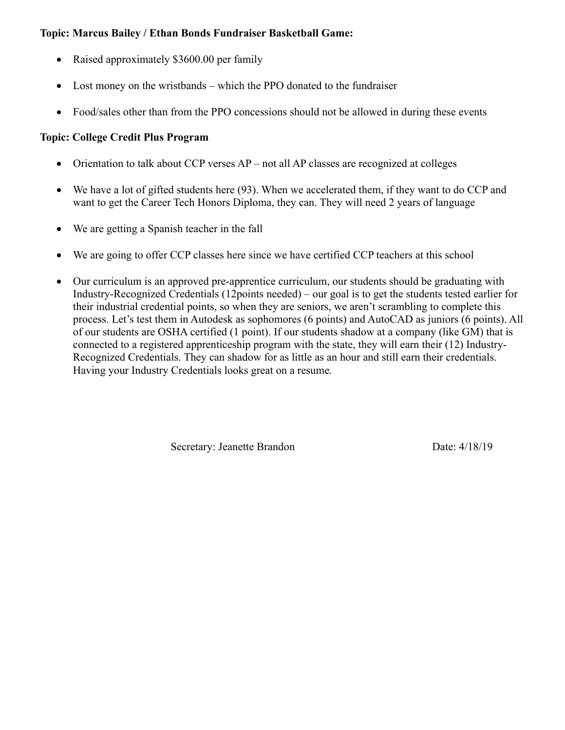**Topic: Marcus Bailey / Ethan Bonds Fundraiser Basketball Game:**

- Raised approximately $3600.00 per family
- Lost money on the wristbands – which the PPO donated to the fundraiser
- Food/sales other than from the PPO concessions should not be allowed in during these events

**Topic: College Credit Plus Program**

- Orientation to talk about CCP verses AP – not all AP classes are recognized at colleges
- We have a lot of gifted students here (93). When we accelerated them, if they want to do CCP and want to get the Career Tech Honors Diploma, they can. They will need 2 years of language
- We are getting a Spanish teacher in the fall
- We are going to offer CCP classes here since we have certified CCP teachers at this school
- Our curriculum is an approved pre-apprentice curriculum, our students should be graduating with Industry-Recognized Credentials (12points needed) – our goal is to get the students tested earlier for their industrial credential points, so when they are seniors, we aren't scrambling to complete this process. Let's test them in Autodesk as sophomores (6 points) and AutoCAD as juniors (6 points). All of our students are OSHA certified (1 point). If our students shadow at a company (like GM) that is connected to a registered apprenticeship program with the state, they will earn their (12) Industry-Recognized Credentials. They can shadow for as little as an hour and still earn their credentials. Having your Industry Credentials looks great on a resume.

Secretary: Jeanette Brandon Date: 4/18/19